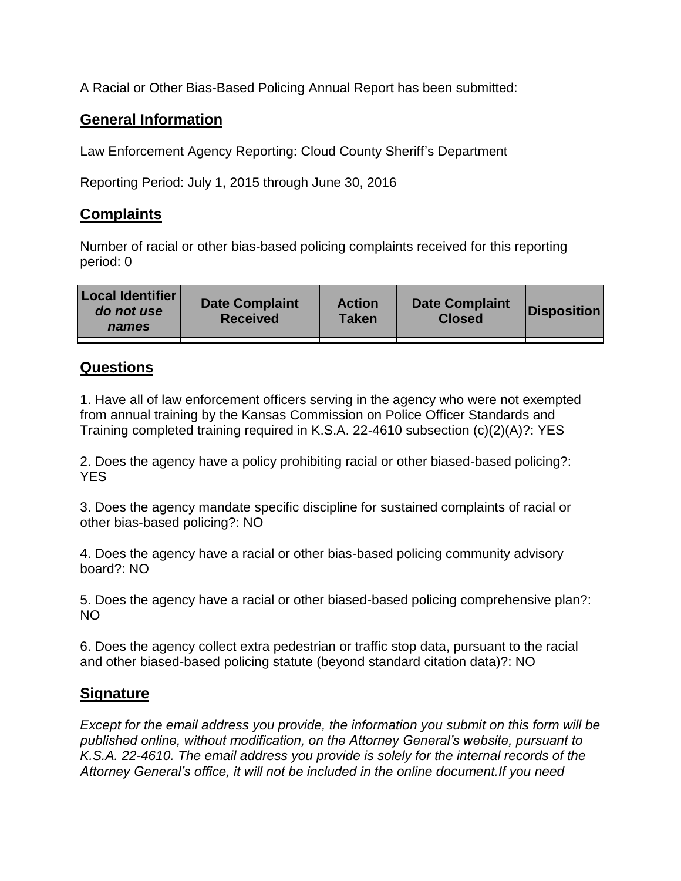A Racial or Other Bias-Based Policing Annual Report has been submitted:

## General Information

Law Enforcement Agency Reporting: Cloud County Sheriff's Department

Reporting Period: July 1, 2015 through June 30, 2016

## Complaints

Number of racial or other bias-based policing complaints received for this reporting period: 0

| Local Identifier *do not use names* | Date Complaint Received | Action Taken | Date Complaint Closed | Disposition |
|---|---|---|---|---|
| | | | | |

## Questions

1. Have all of law enforcement officers serving in the agency who were not exempted from annual training by the Kansas Commission on Police Officer Standards and Training completed training required in K.S.A. 22-4610 subsection (c)(2)(A)?: YES

2. Does the agency have a policy prohibiting racial or other biased-based policing?: YES

3. Does the agency mandate specific discipline for sustained complaints of racial or other bias-based policing?: NO

4. Does the agency have a racial or other bias-based policing community advisory board?: NO

5. Does the agency have a racial or other biased-based policing comprehensive plan?: NO

6. Does the agency collect extra pedestrian or traffic stop data, pursuant to the racial and other biased-based policing statute (beyond standard citation data)?: NO

## Signature

*Except for the email address you provide, the information you submit on this form will be published online, without modification, on the Attorney General's website, pursuant to K.S.A. 22-4610. The email address you provide is solely for the internal records of the Attorney General's office, it will not be included in the online document.If you need*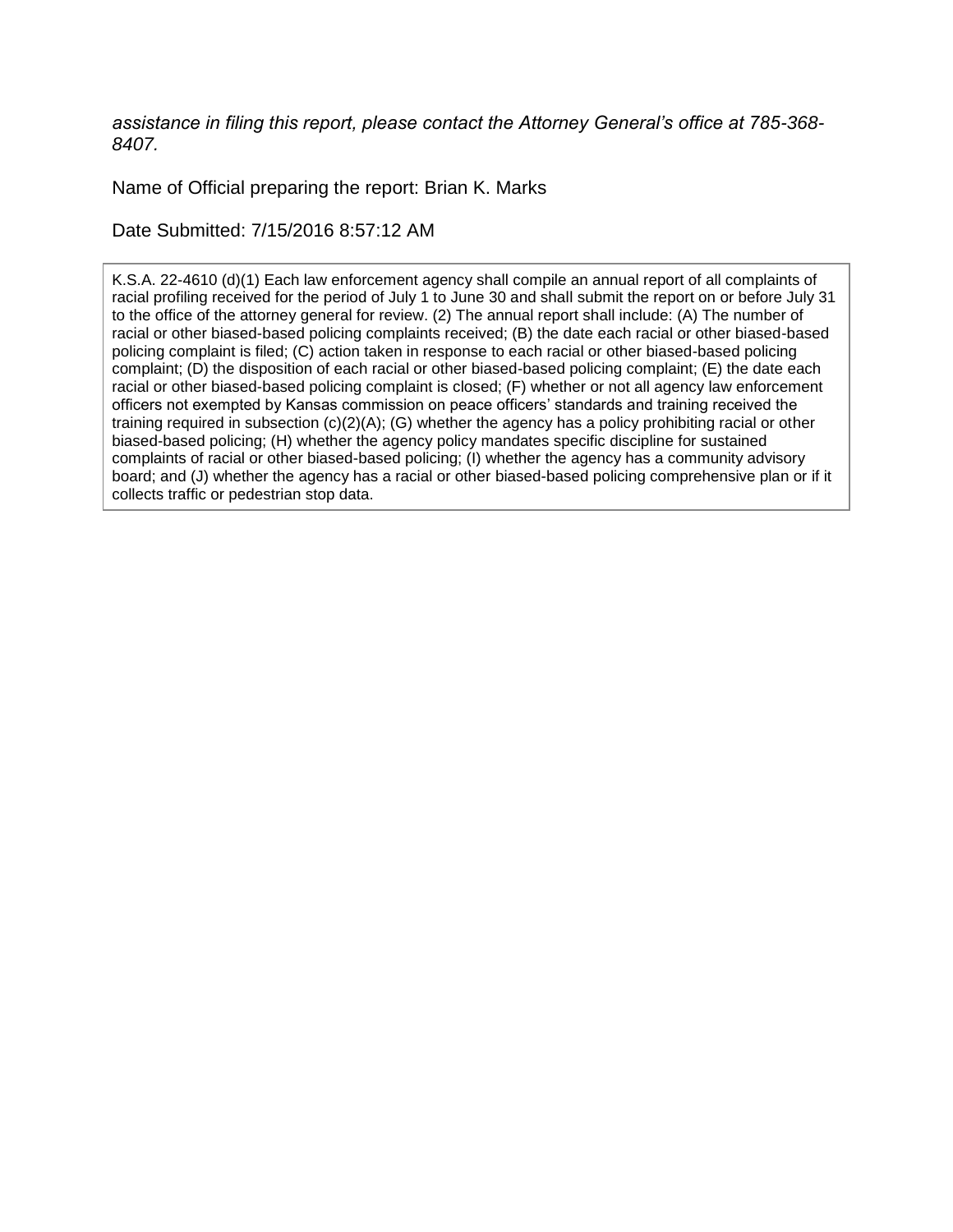*assistance in filing this report, please contact the Attorney General's office at 785-368-8407.*

Name of Official preparing the report: Brian K. Marks

Date Submitted: 7/15/2016 8:57:12 AM

K.S.A. 22-4610 (d)(1) Each law enforcement agency shall compile an annual report of all complaints of racial profiling received for the period of July 1 to June 30 and shall submit the report on or before July 31 to the office of the attorney general for review. (2) The annual report shall include: (A) The number of racial or other biased-based policing complaints received; (B) the date each racial or other biased-based policing complaint is filed; (C) action taken in response to each racial or other biased-based policing complaint; (D) the disposition of each racial or other biased-based policing complaint; (E) the date each racial or other biased-based policing complaint is closed; (F) whether or not all agency law enforcement officers not exempted by Kansas commission on peace officers' standards and training received the training required in subsection (c)(2)(A); (G) whether the agency has a policy prohibiting racial or other biased-based policing; (H) whether the agency policy mandates specific discipline for sustained complaints of racial or other biased-based policing; (I) whether the agency has a community advisory board; and (J) whether the agency has a racial or other biased-based policing comprehensive plan or if it collects traffic or pedestrian stop data.